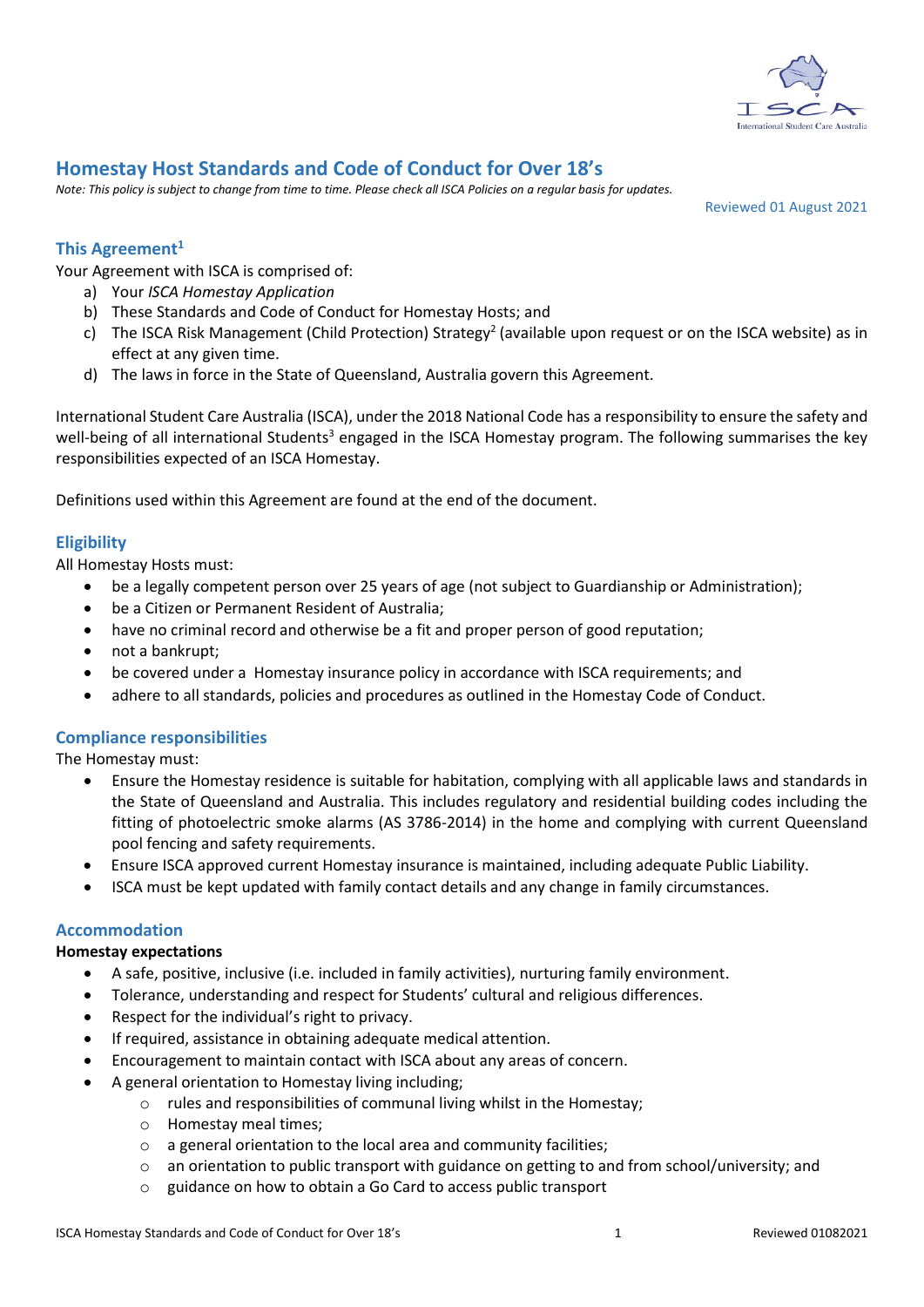# Homestay Host Standards and Code of Conduct for Over 18's

*Note: This policy is subject to change from time to time. Please check all ISCA Policies on a regular basis for updates.*

Reviewed 01 August 2021

## This Agreement[1]

Your Agreement with ISCA is comprised of:

a) Your *ISCA Homestay Application*
b) These Standards and Code of Conduct for Homestay Hosts; and
c) The ISCA Risk Management (Child Protection) Strategy[2] (available upon request or on the ISCA website) as in effect at any given time.
d) The laws in force in the State of Queensland, Australia govern this Agreement.

International Student Care Australia (ISCA), under the 2018 National Code has a responsibility to ensure the safety and well-being of all international Students[3] engaged in the ISCA Homestay program. The following summarises the key responsibilities expected of an ISCA Homestay.

Definitions used within this Agreement are found at the end of the document.

## Eligibility

All Homestay Hosts must:

- be a legally competent person over 25 years of age (not subject to Guardianship or Administration);
- be a Citizen or Permanent Resident of Australia;
- have no criminal record and otherwise be a fit and proper person of good reputation;
- not a bankrupt;
- be covered under a Homestay insurance policy in accordance with ISCA requirements; and
- adhere to all standards, policies and procedures as outlined in the Homestay Code of Conduct.

## Compliance responsibilities

The Homestay must:

- Ensure the Homestay residence is suitable for habitation, complying with all applicable laws and standards in the State of Queensland and Australia. This includes regulatory and residential building codes including the fitting of photoelectric smoke alarms (AS 3786-2014) in the home and complying with current Queensland pool fencing and safety requirements.
- Ensure ISCA approved current Homestay insurance is maintained, including adequate Public Liability.
- ISCA must be kept updated with family contact details and any change in family circumstances.

## Accommodation

**Homestay expectations**

- A safe, positive, inclusive (i.e. included in family activities), nurturing family environment.
- Tolerance, understanding and respect for Students' cultural and religious differences.
- Respect for the individual's right to privacy.
- If required, assistance in obtaining adequate medical attention.
- Encouragement to maintain contact with ISCA about any areas of concern.
- A general orientation to Homestay living including;
    - rules and responsibilities of communal living whilst in the Homestay;
    - Homestay meal times;
    - a general orientation to the local area and community facilities;
    - an orientation to public transport with guidance on getting to and from school/university; and
    - guidance on how to obtain a Go Card to access public transport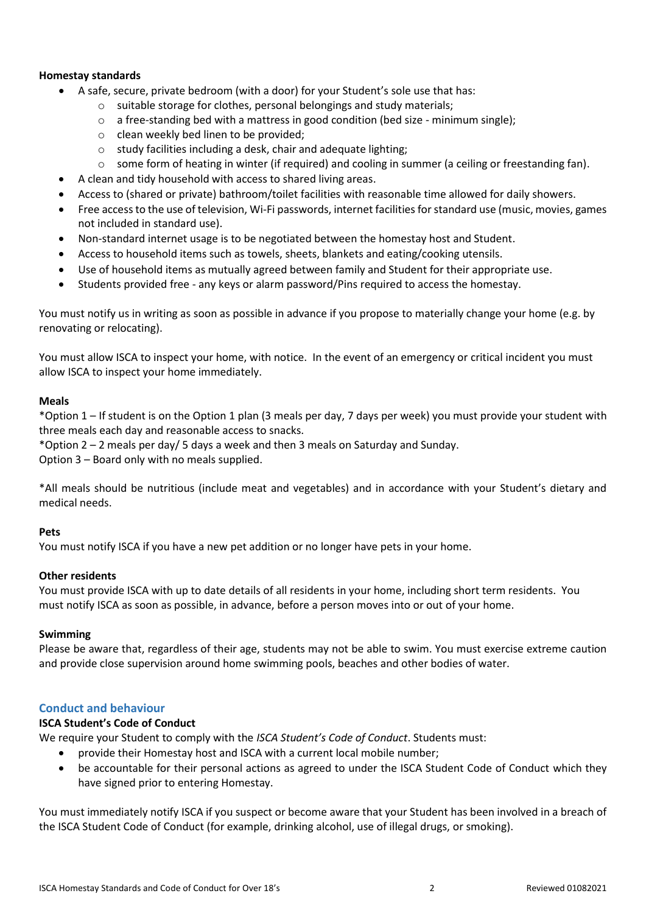**Homestay standards**

- A safe, secure, private bedroom (with a door) for your Student's sole use that has:
  - suitable storage for clothes, personal belongings and study materials;
  - a free-standing bed with a mattress in good condition (bed size - minimum single);
  - clean weekly bed linen to be provided;
  - study facilities including a desk, chair and adequate lighting;
  - some form of heating in winter (if required) and cooling in summer (a ceiling or freestanding fan).
- A clean and tidy household with access to shared living areas.
- Access to (shared or private) bathroom/toilet facilities with reasonable time allowed for daily showers.
- Free access to the use of television, Wi-Fi passwords, internet facilities for standard use (music, movies, games not included in standard use).
- Non-standard internet usage is to be negotiated between the homestay host and Student.
- Access to household items such as towels, sheets, blankets and eating/cooking utensils.
- Use of household items as mutually agreed between family and Student for their appropriate use.
- Students provided free - any keys or alarm password/Pins required to access the homestay.

You must notify us in writing as soon as possible in advance if you propose to materially change your home (e.g. by renovating or relocating).

You must allow ISCA to inspect your home, with notice. In the event of an emergency or critical incident you must allow ISCA to inspect your home immediately.

**Meals**

*Option 1 – If student is on the Option 1 plan (3 meals per day, 7 days per week) you must provide your student with three meals each day and reasonable access to snacks.

*Option 2 – 2 meals per day/ 5 days a week and then 3 meals on Saturday and Sunday.

Option 3 – Board only with no meals supplied.

*All meals should be nutritious (include meat and vegetables) and in accordance with your Student's dietary and medical needs.

**Pets**

You must notify ISCA if you have a new pet addition or no longer have pets in your home.

**Other residents**

You must provide ISCA with up to date details of all residents in your home, including short term residents. You must notify ISCA as soon as possible, in advance, before a person moves into or out of your home.

**Swimming**

Please be aware that, regardless of their age, students may not be able to swim. You must exercise extreme caution and provide close supervision around home swimming pools, beaches and other bodies of water.

## Conduct and behaviour

**ISCA Student's Code of Conduct**

We require your Student to comply with the *ISCA Student's Code of Conduct*. Students must:

- provide their Homestay host and ISCA with a current local mobile number;
- be accountable for their personal actions as agreed to under the ISCA Student Code of Conduct which they have signed prior to entering Homestay.

You must immediately notify ISCA if you suspect or become aware that your Student has been involved in a breach of the ISCA Student Code of Conduct (for example, drinking alcohol, use of illegal drugs, or smoking).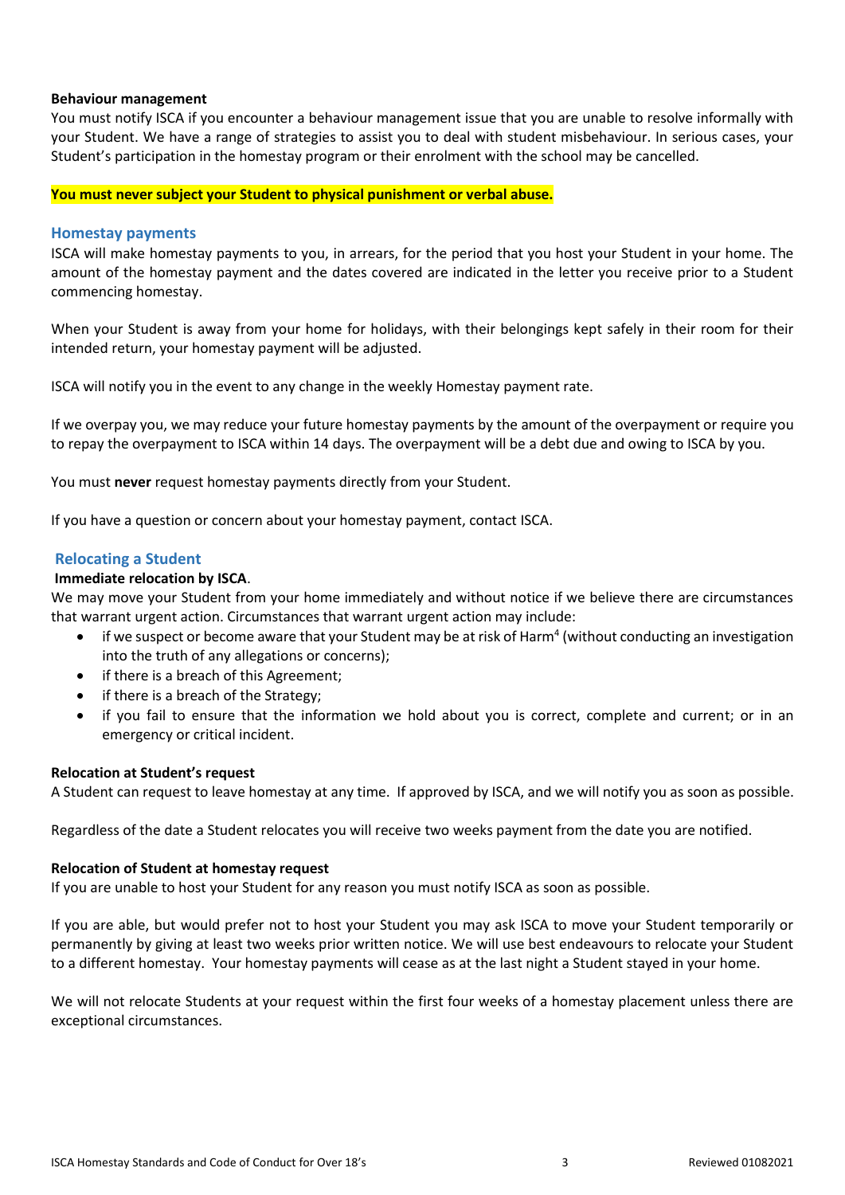**Behaviour management**

You must notify ISCA if you encounter a behaviour management issue that you are unable to resolve informally with your Student. We have a range of strategies to assist you to deal with student misbehaviour. In serious cases, your Student's participation in the homestay program or their enrolment with the school may be cancelled.

**You must never subject your Student to physical punishment or verbal abuse.**

## Homestay payments

ISCA will make homestay payments to you, in arrears, for the period that you host your Student in your home. The amount of the homestay payment and the dates covered are indicated in the letter you receive prior to a Student commencing homestay.

When your Student is away from your home for holidays, with their belongings kept safely in their room for their intended return, your homestay payment will be adjusted.

ISCA will notify you in the event to any change in the weekly Homestay payment rate.

If we overpay you, we may reduce your future homestay payments by the amount of the overpayment or require you to repay the overpayment to ISCA within 14 days. The overpayment will be a debt due and owing to ISCA by you.

You must **never** request homestay payments directly from your Student.

If you have a question or concern about your homestay payment, contact ISCA.

## Relocating a Student

**Immediate relocation by ISCA**.

We may move your Student from your home immediately and without notice if we believe there are circumstances that warrant urgent action. Circumstances that warrant urgent action may include:

- if we suspect or become aware that your Student may be at risk of Harm[4] (without conducting an investigation into the truth of any allegations or concerns);
- if there is a breach of this Agreement;
- if there is a breach of the Strategy;
- if you fail to ensure that the information we hold about you is correct, complete and current; or in an emergency or critical incident.

**Relocation at Student's request**

A Student can request to leave homestay at any time. If approved by ISCA, and we will notify you as soon as possible.

Regardless of the date a Student relocates you will receive two weeks payment from the date you are notified.

**Relocation of Student at homestay request**

If you are unable to host your Student for any reason you must notify ISCA as soon as possible.

If you are able, but would prefer not to host your Student you may ask ISCA to move your Student temporarily or permanently by giving at least two weeks prior written notice. We will use best endeavours to relocate your Student to a different homestay. Your homestay payments will cease as at the last night a Student stayed in your home.

We will not relocate Students at your request within the first four weeks of a homestay placement unless there are exceptional circumstances.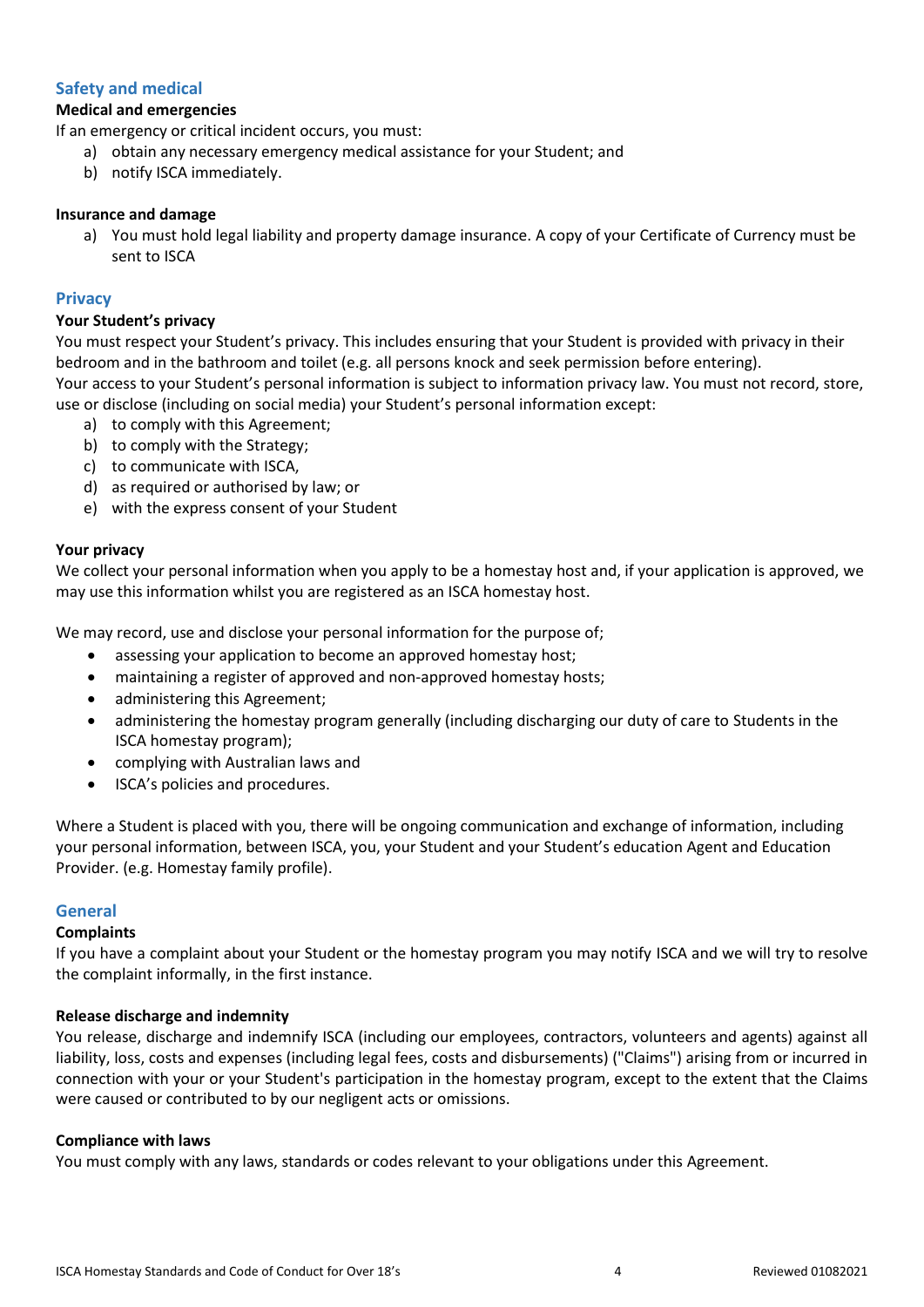## Safety and medical

### Medical and emergencies

If an emergency or critical incident occurs, you must:

a) obtain any necessary emergency medical assistance for your Student; and
b) notify ISCA immediately.

### Insurance and damage

a) You must hold legal liability and property damage insurance. A copy of your Certificate of Currency must be sent to ISCA

## Privacy

### Your Student's privacy

You must respect your Student's privacy. This includes ensuring that your Student is provided with privacy in their bedroom and in the bathroom and toilet (e.g. all persons knock and seek permission before entering).

Your access to your Student's personal information is subject to information privacy law. You must not record, store, use or disclose (including on social media) your Student's personal information except:

a) to comply with this Agreement;
b) to comply with the Strategy;
c) to communicate with ISCA,
d) as required or authorised by law; or
e) with the express consent of your Student

### Your privacy

We collect your personal information when you apply to be a homestay host and, if your application is approved, we may use this information whilst you are registered as an ISCA homestay host.

We may record, use and disclose your personal information for the purpose of;

- assessing your application to become an approved homestay host;
- maintaining a register of approved and non-approved homestay hosts;
- administering this Agreement;
- administering the homestay program generally (including discharging our duty of care to Students in the ISCA homestay program);
- complying with Australian laws and
- ISCA's policies and procedures.

Where a Student is placed with you, there will be ongoing communication and exchange of information, including your personal information, between ISCA, you, your Student and your Student's education Agent and Education Provider. (e.g. Homestay family profile).

## General

### Complaints

If you have a complaint about your Student or the homestay program you may notify ISCA and we will try to resolve the complaint informally, in the first instance.

### Release discharge and indemnity

You release, discharge and indemnify ISCA (including our employees, contractors, volunteers and agents) against all liability, loss, costs and expenses (including legal fees, costs and disbursements) ("Claims") arising from or incurred in connection with your or your Student's participation in the homestay program, except to the extent that the Claims were caused or contributed to by our negligent acts or omissions.

### Compliance with laws

You must comply with any laws, standards or codes relevant to your obligations under this Agreement.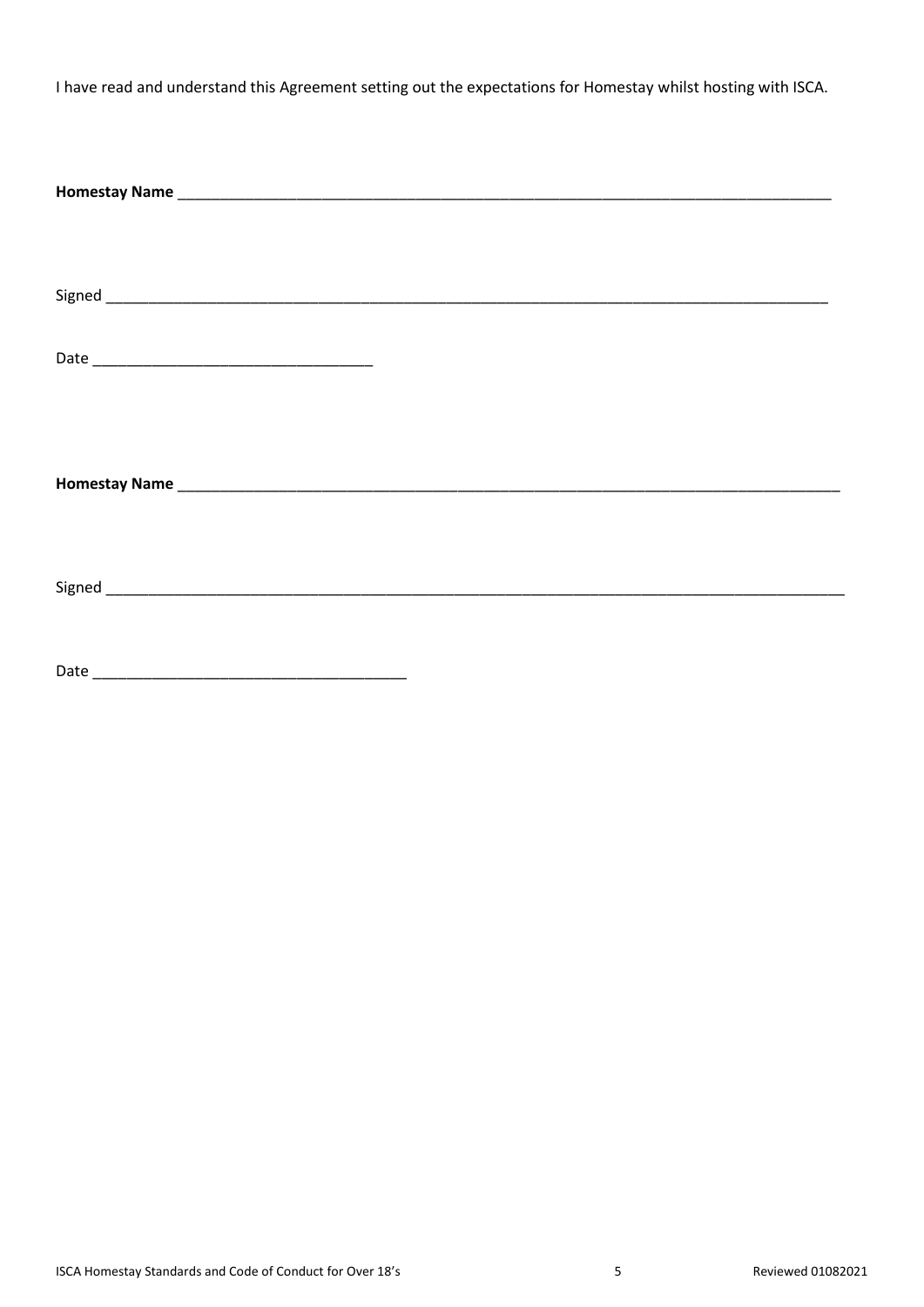I have read and understand this Agreement setting out the expectations for Homestay whilst hosting with ISCA.

**Homestay Name** ___________________________________________________________________________

Signed _____________________________________________________________________________________

Date _________________________________

**Homestay Name** ___________________________________________________________________________

Signed _____________________________________________________________________________________

Date _____________________________________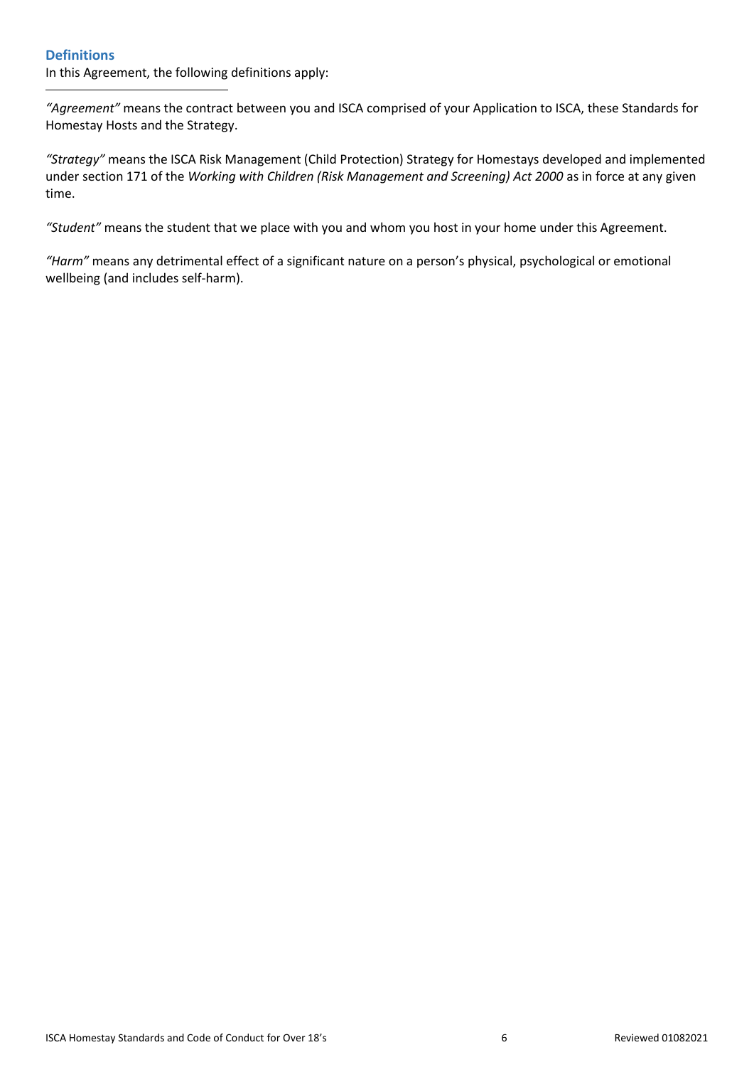## Definitions

In this Agreement, the following definitions apply:

---

*"Agreement"* means the contract between you and ISCA comprised of your Application to ISCA, these Standards for Homestay Hosts and the Strategy.

*"Strategy"* means the ISCA Risk Management (Child Protection) Strategy for Homestays developed and implemented under section 171 of the *Working with Children (Risk Management and Screening) Act 2000* as in force at any given time.

*"Student"* means the student that we place with you and whom you host in your home under this Agreement.

*"Harm"* means any detrimental effect of a significant nature on a person's physical, psychological or emotional wellbeing (and includes self-harm).